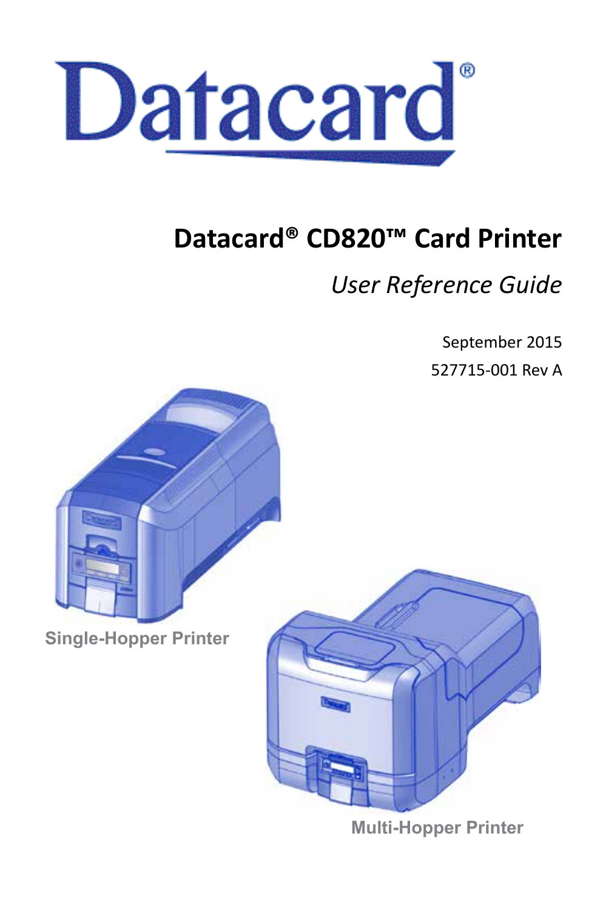Datacard®

# Datacard® CD820™ Card Printer

## *User Reference Guide*

September 2015

527715-001 Rev A

Single-Hopper Printer

Multi-Hopper Printer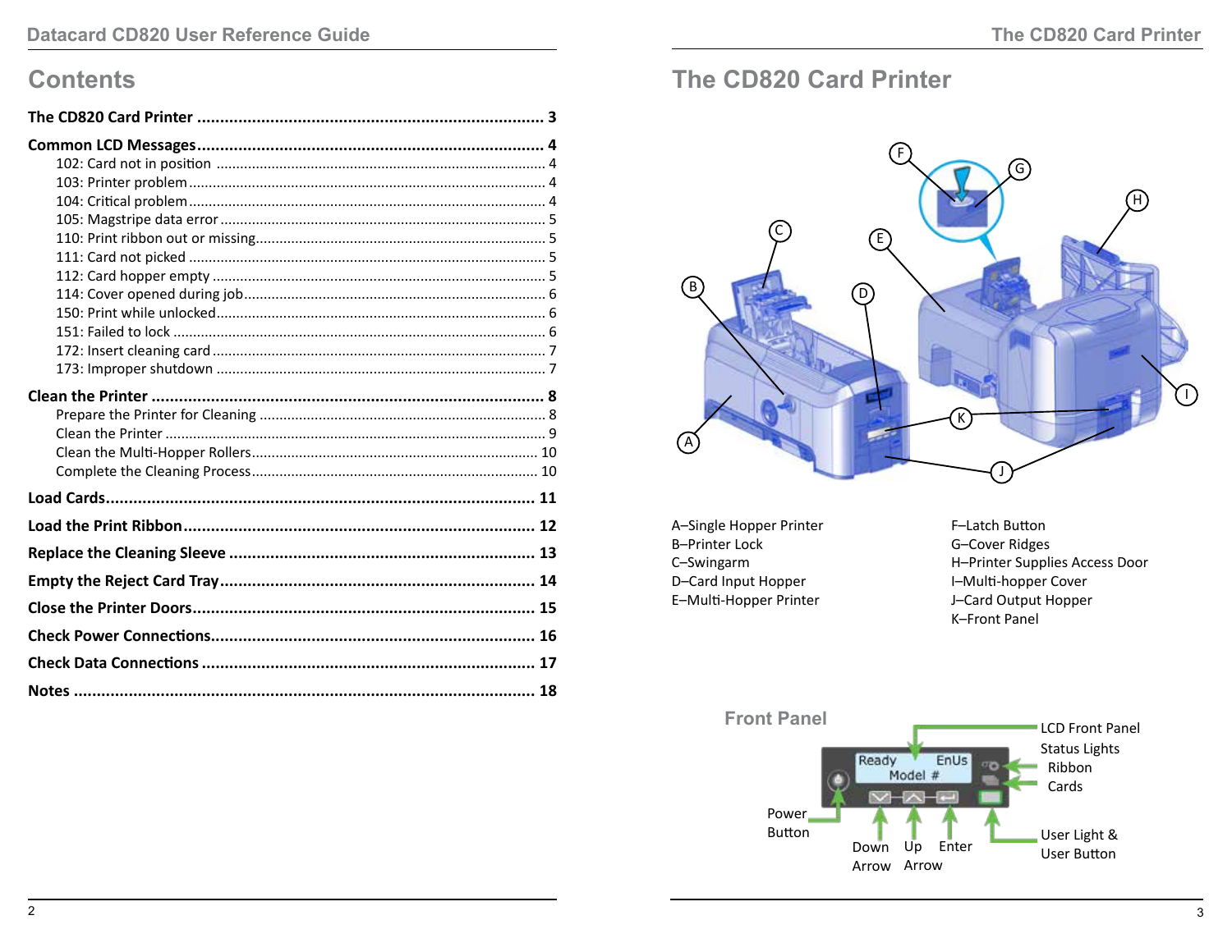# Contents

**The CD820 Card Printer** ........................................................................ **3**

**Common LCD Messages** ........................................................................ **4**

- 102: Card not in position ........................................................................ 4
- 103: Printer problem ........................................................................ 4
- 104: Critical problem ........................................................................ 4
- 105: Magstripe data error ........................................................................ 5
- 110: Print ribbon out or missing ........................................................................ 5
- 111: Card not picked ........................................................................ 5
- 112: Card hopper empty ........................................................................ 5
- 114: Cover opened during job ........................................................................ 6
- 150: Print while unlocked ........................................................................ 6
- 151: Failed to lock ........................................................................ 6
- 172: Insert cleaning card ........................................................................ 7
- 173: Improper shutdown ........................................................................ 7

**Clean the Printer** ........................................................................ **8**

- Prepare the Printer for Cleaning ........................................................................ 8
- Clean the Printer ........................................................................ 9
- Clean the Multi-Hopper Rollers ........................................................................ 10
- Complete the Cleaning Process ........................................................................ 10

**Load Cards** ........................................................................ **11**

**Load the Print Ribbon** ........................................................................ **12**

**Replace the Cleaning Sleeve** ........................................................................ **13**

**Empty the Reject Card Tray** ........................................................................ **14**

**Close the Printer Doors** ........................................................................ **15**

**Check Power Connections** ........................................................................ **16**

**Check Data Connections** ........................................................................ **17**

**Notes** ........................................................................ **18**

# The CD820 Card Printer

- A–Single Hopper Printer
- B–Printer Lock
- C–Swingarm
- D–Card Input Hopper
- E–Multi-Hopper Printer
- F–Latch Button
- G–Cover Ridges
- H–Printer Supplies Access Door
- I–Multi-hopper Cover
- J–Card Output Hopper
- K–Front Panel

## Front Panel

- LCD Front Panel
- Status Lights
  - Ribbon
  - Cards
- Power Button
- Down Arrow
- Up Arrow
- Enter
- User Light & User Button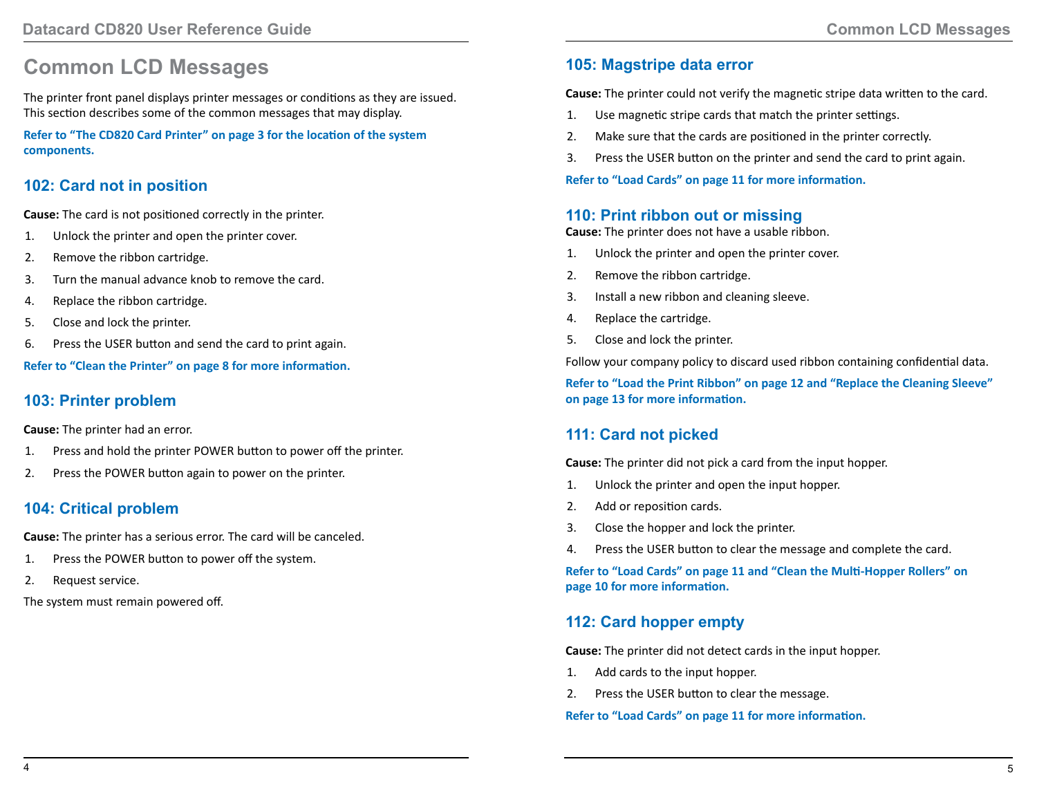# Common LCD Messages

The printer front panel displays printer messages or conditions as they are issued. This section describes some of the common messages that may display.

**Refer to "The CD820 Card Printer" on page 3 for the location of the system components.**

## 102: Card not in position

**Cause:** The card is not positioned correctly in the printer.

1. Unlock the printer and open the printer cover.
2. Remove the ribbon cartridge.
3. Turn the manual advance knob to remove the card.
4. Replace the ribbon cartridge.
5. Close and lock the printer.
6. Press the USER button and send the card to print again.

**Refer to "Clean the Printer" on page 8 for more information.**

## 103: Printer problem

**Cause:** The printer had an error.

1. Press and hold the printer POWER button to power off the printer.
2. Press the POWER button again to power on the printer.

## 104: Critical problem

**Cause:** The printer has a serious error. The card will be canceled.

1. Press the POWER button to power off the system.
2. Request service.

The system must remain powered off.

## 105: Magstripe data error

**Cause:** The printer could not verify the magnetic stripe data written to the card.

1. Use magnetic stripe cards that match the printer settings.
2. Make sure that the cards are positioned in the printer correctly.
3. Press the USER button on the printer and send the card to print again.

**Refer to "Load Cards" on page 11 for more information.**

## 110: Print ribbon out or missing

**Cause:** The printer does not have a usable ribbon.

1. Unlock the printer and open the printer cover.
2. Remove the ribbon cartridge.
3. Install a new ribbon and cleaning sleeve.
4. Replace the cartridge.
5. Close and lock the printer.

Follow your company policy to discard used ribbon containing confidential data.

**Refer to "Load the Print Ribbon" on page 12 and "Replace the Cleaning Sleeve" on page 13 for more information.**

## 111: Card not picked

**Cause:** The printer did not pick a card from the input hopper.

1. Unlock the printer and open the input hopper.
2. Add or reposition cards.
3. Close the hopper and lock the printer.
4. Press the USER button to clear the message and complete the card.

**Refer to "Load Cards" on page 11 and "Clean the Multi-Hopper Rollers" on page 10 for more information.**

## 112: Card hopper empty

**Cause:** The printer did not detect cards in the input hopper.

1. Add cards to the input hopper.
2. Press the USER button to clear the message.

**Refer to "Load Cards" on page 11 for more information.**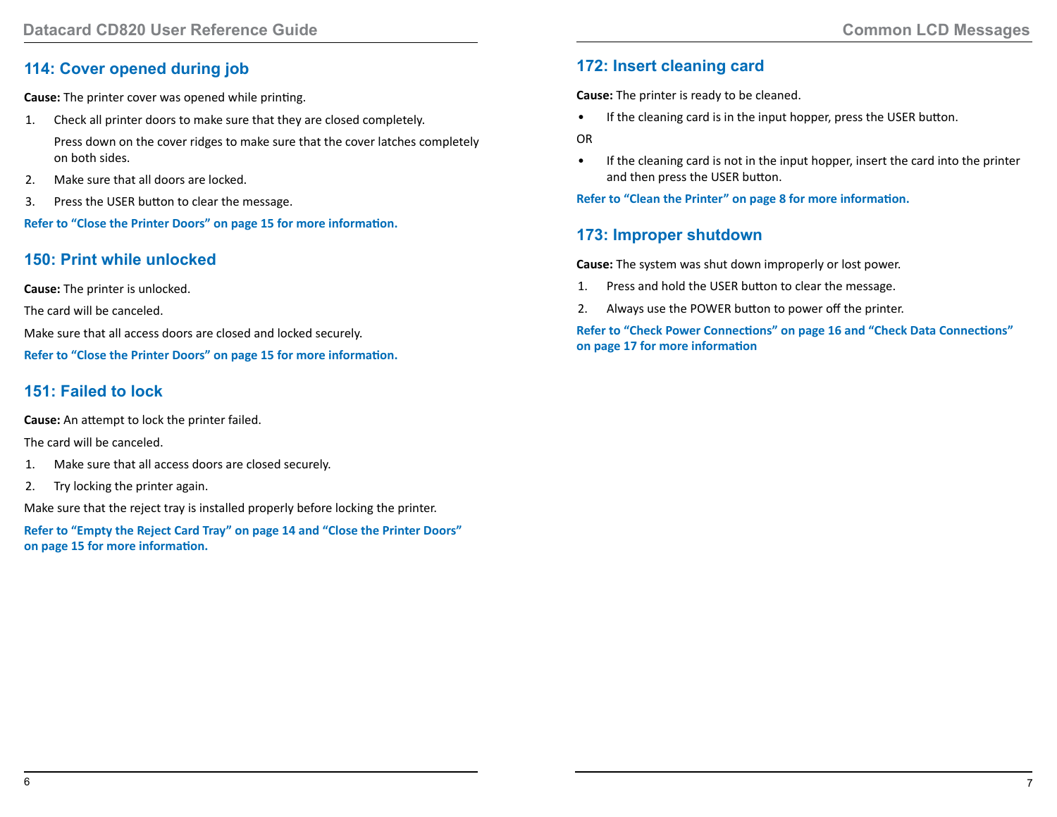## 114: Cover opened during job

**Cause:** The printer cover was opened while printing.

1. Check all printer doors to make sure that they are closed completely.

   Press down on the cover ridges to make sure that the cover latches completely on both sides.

2. Make sure that all doors are locked.
3. Press the USER button to clear the message.

**Refer to "Close the Printer Doors" on page 15 for more information.**

## 150: Print while unlocked

**Cause:** The printer is unlocked.

The card will be canceled.

Make sure that all access doors are closed and locked securely.

**Refer to "Close the Printer Doors" on page 15 for more information.**

## 151: Failed to lock

**Cause:** An attempt to lock the printer failed.

The card will be canceled.

1. Make sure that all access doors are closed securely.
2. Try locking the printer again.

Make sure that the reject tray is installed properly before locking the printer.

**Refer to "Empty the Reject Card Tray" on page 14 and "Close the Printer Doors" on page 15 for more information.**

## 172: Insert cleaning card

**Cause:** The printer is ready to be cleaned.

- If the cleaning card is in the input hopper, press the USER button.

OR

- If the cleaning card is not in the input hopper, insert the card into the printer and then press the USER button.

**Refer to "Clean the Printer" on page 8 for more information.**

## 173: Improper shutdown

**Cause:** The system was shut down improperly or lost power.

1. Press and hold the USER button to clear the message.
2. Always use the POWER button to power off the printer.

**Refer to "Check Power Connections" on page 16 and "Check Data Connections" on page 17 for more information**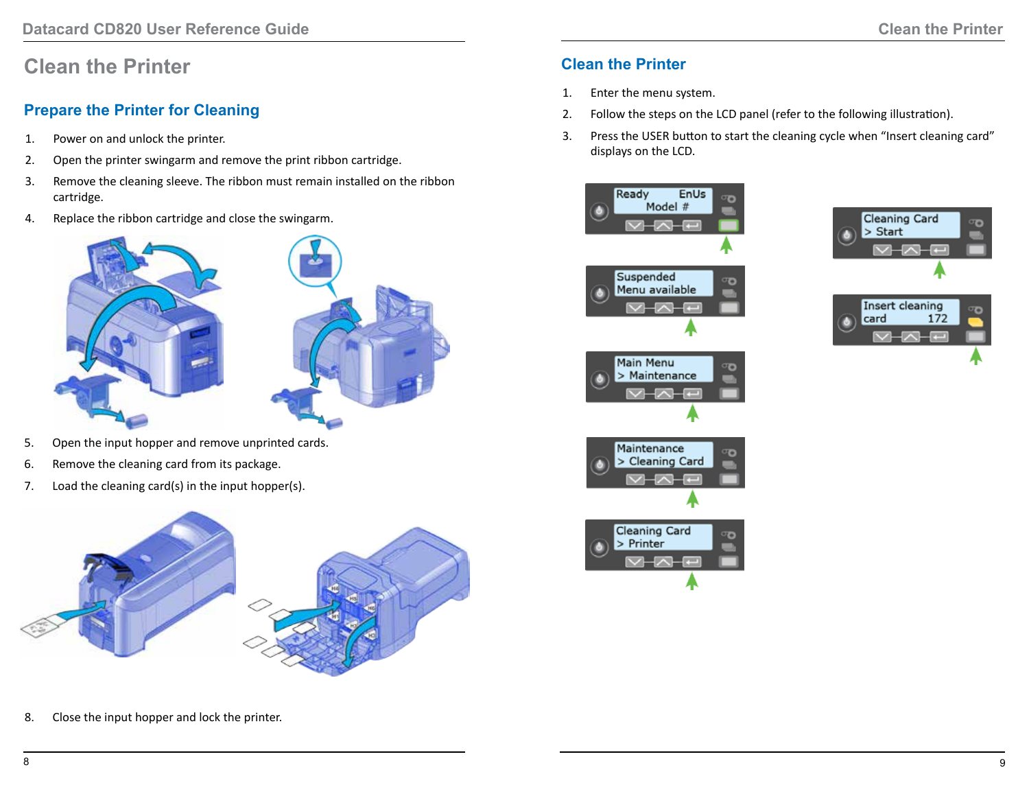# Clean the Printer

## Prepare the Printer for Cleaning

1. Power on and unlock the printer.
2. Open the printer swingarm and remove the print ribbon cartridge.
3. Remove the cleaning sleeve. The ribbon must remain installed on the ribbon cartridge.
4. Replace the ribbon cartridge and close the swingarm.

5. Open the input hopper and remove unprinted cards.
6. Remove the cleaning card from its package.
7. Load the cleaning card(s) in the input hopper(s).

8. Close the input hopper and lock the printer.

## Clean the Printer

1. Enter the menu system.
2. Follow the steps on the LCD panel (refer to the following illustration).
3. Press the USER button to start the cleaning cycle when “Insert cleaning card” displays on the LCD.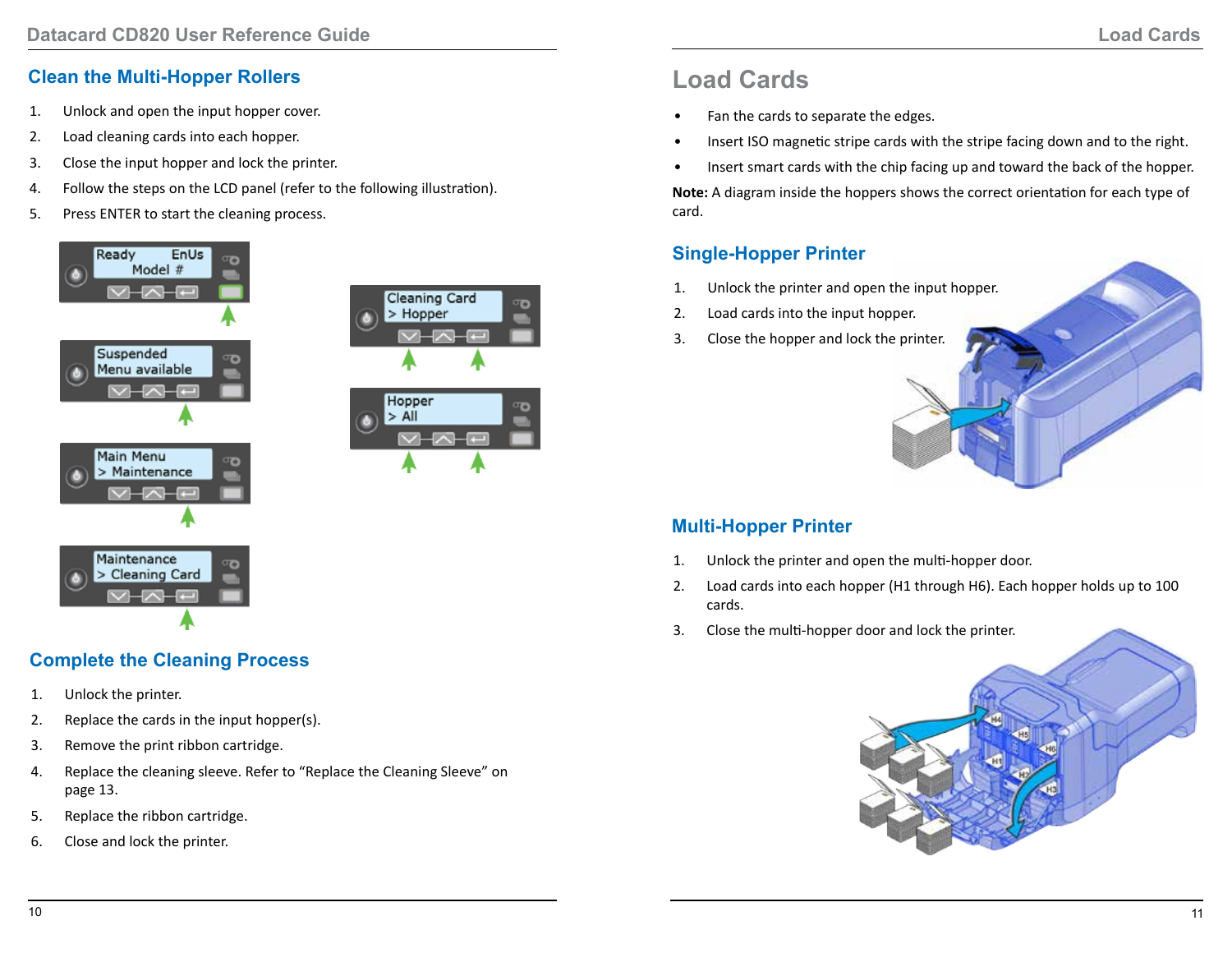## Clean the Multi-Hopper Rollers

1. Unlock and open the input hopper cover.
2. Load cleaning cards into each hopper.
3. Close the input hopper and lock the printer.
4. Follow the steps on the LCD panel (refer to the following illustration).
5. Press ENTER to start the cleaning process.

## Complete the Cleaning Process

1. Unlock the printer.
2. Replace the cards in the input hopper(s).
3. Remove the print ribbon cartridge.
4. Replace the cleaning sleeve. Refer to "Replace the Cleaning Sleeve" on page 13.
5. Replace the ribbon cartridge.
6. Close and lock the printer.

# Load Cards

- Fan the cards to separate the edges.
- Insert ISO magnetic stripe cards with the stripe facing down and to the right.
- Insert smart cards with the chip facing up and toward the back of the hopper.

**Note:** A diagram inside the hoppers shows the correct orientation for each type of card.

## Single-Hopper Printer

1. Unlock the printer and open the input hopper.
2. Load cards into the input hopper.
3. Close the hopper and lock the printer.

## Multi-Hopper Printer

1. Unlock the printer and open the multi-hopper door.
2. Load cards into each hopper (H1 through H6). Each hopper holds up to 100 cards.
3. Close the multi-hopper door and lock the printer.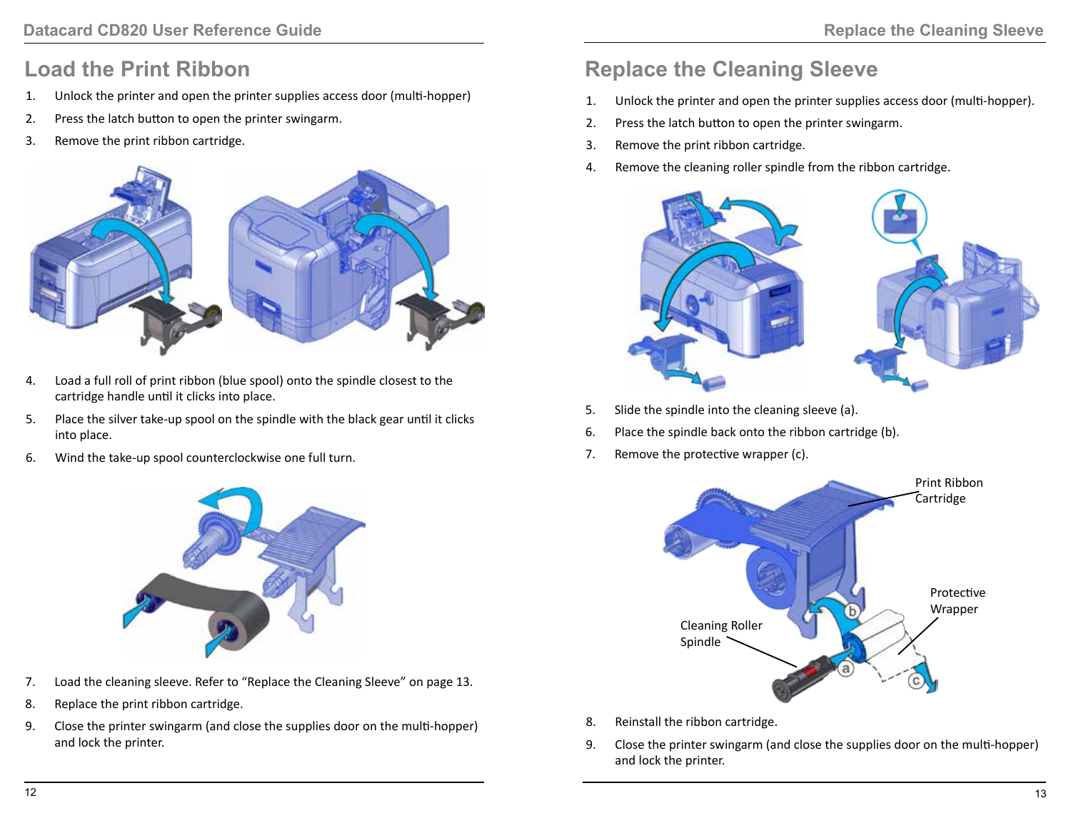# Load the Print Ribbon

1. Unlock the printer and open the printer supplies access door (multi-hopper)
2. Press the latch button to open the printer swingarm.
3. Remove the print ribbon cartridge.
4. Load a full roll of print ribbon (blue spool) onto the spindle closest to the cartridge handle until it clicks into place.
5. Place the silver take-up spool on the spindle with the black gear until it clicks into place.
6. Wind the take-up spool counterclockwise one full turn.
7. Load the cleaning sleeve. Refer to "Replace the Cleaning Sleeve" on page 13.
8. Replace the print ribbon cartridge.
9. Close the printer swingarm (and close the supplies door on the multi-hopper) and lock the printer.

# Replace the Cleaning Sleeve

1. Unlock the printer and open the printer supplies access door (multi-hopper).
2. Press the latch button to open the printer swingarm.
3. Remove the print ribbon cartridge.
4. Remove the cleaning roller spindle from the ribbon cartridge.
5. Slide the spindle into the cleaning sleeve (a).
6. Place the spindle back onto the ribbon cartridge (b).
7. Remove the protective wrapper (c).

Print Ribbon Cartridge

Protective Wrapper

Cleaning Roller Spindle

8. Reinstall the ribbon cartridge.
9. Close the printer swingarm (and close the supplies door on the multi-hopper) and lock the printer.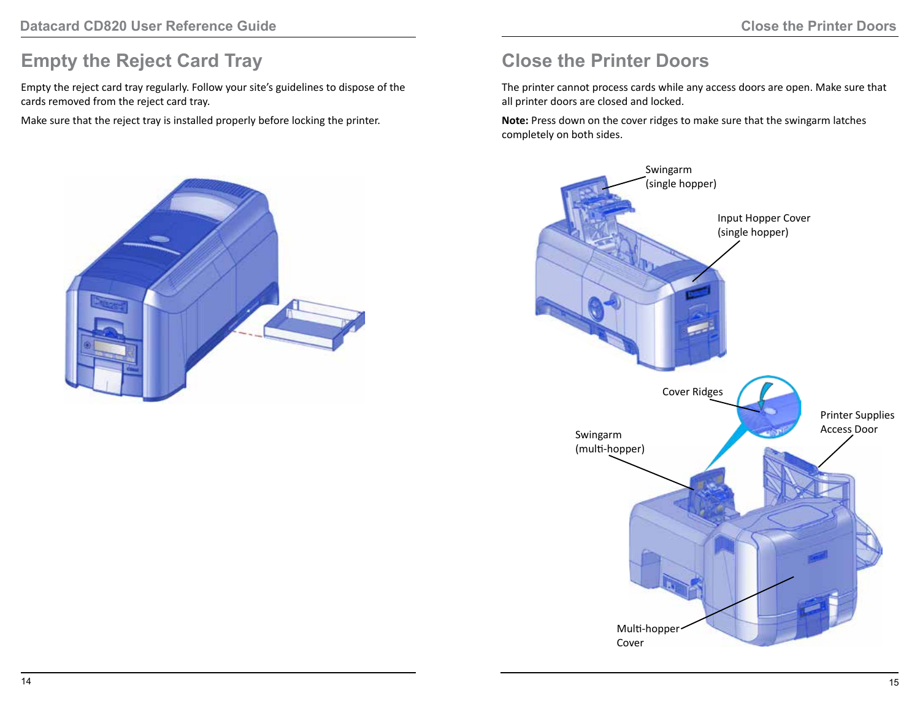## Empty the Reject Card Tray

Empty the reject card tray regularly. Follow your site's guidelines to dispose of the cards removed from the reject card tray.

Make sure that the reject tray is installed properly before locking the printer.

## Close the Printer Doors

The printer cannot process cards while any access doors are open. Make sure that all printer doors are closed and locked.

**Note:** Press down on the cover ridges to make sure that the swingarm latches completely on both sides.

Swingarm (single hopper)

Input Hopper Cover (single hopper)

Cover Ridges

Printer Supplies Access Door

Swingarm (multi-hopper)

Multi-hopper Cover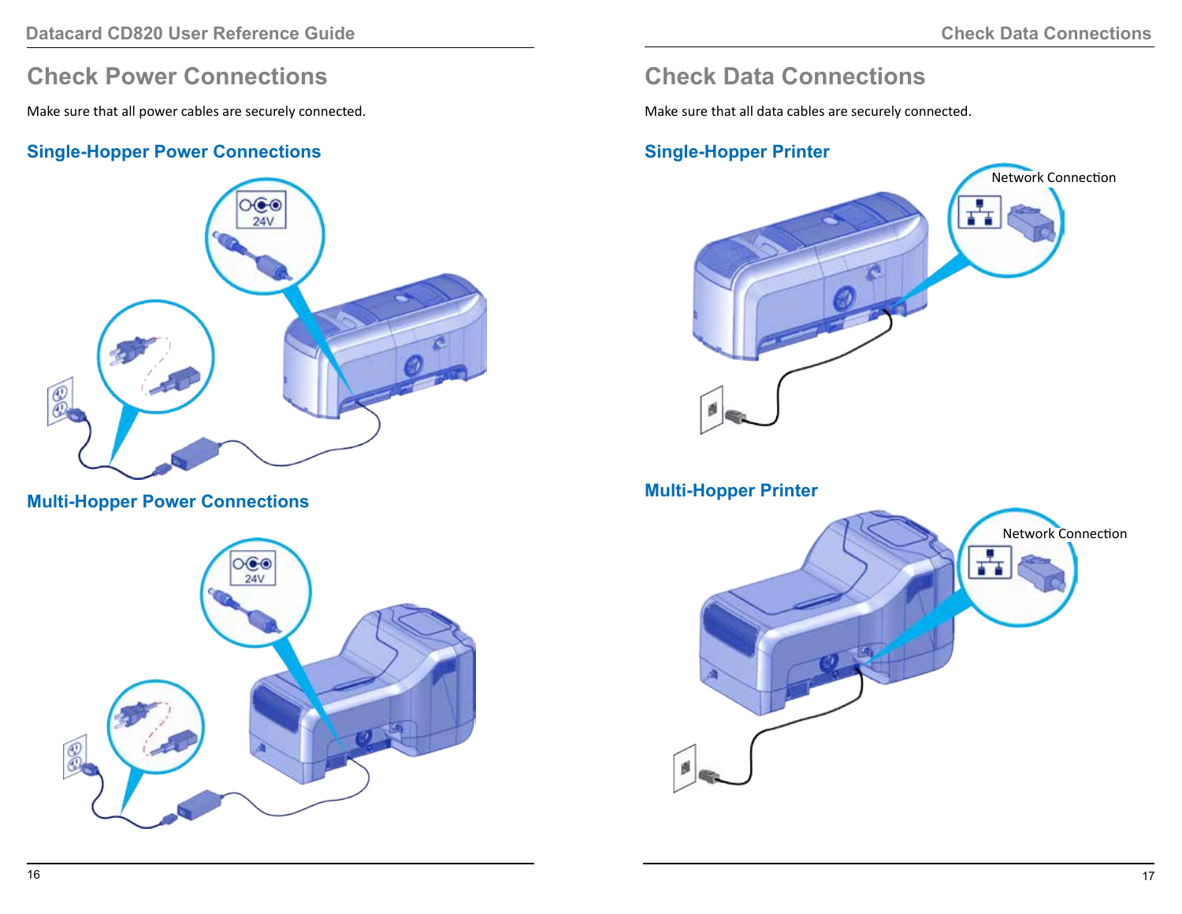# Check Power Connections

Make sure that all power cables are securely connected.

## Single-Hopper Power Connections

24V

## Multi-Hopper Power Connections

24V

# Check Data Connections

Make sure that all data cables are securely connected.

## Single-Hopper Printer

Network Connection

## Multi-Hopper Printer

Network Connection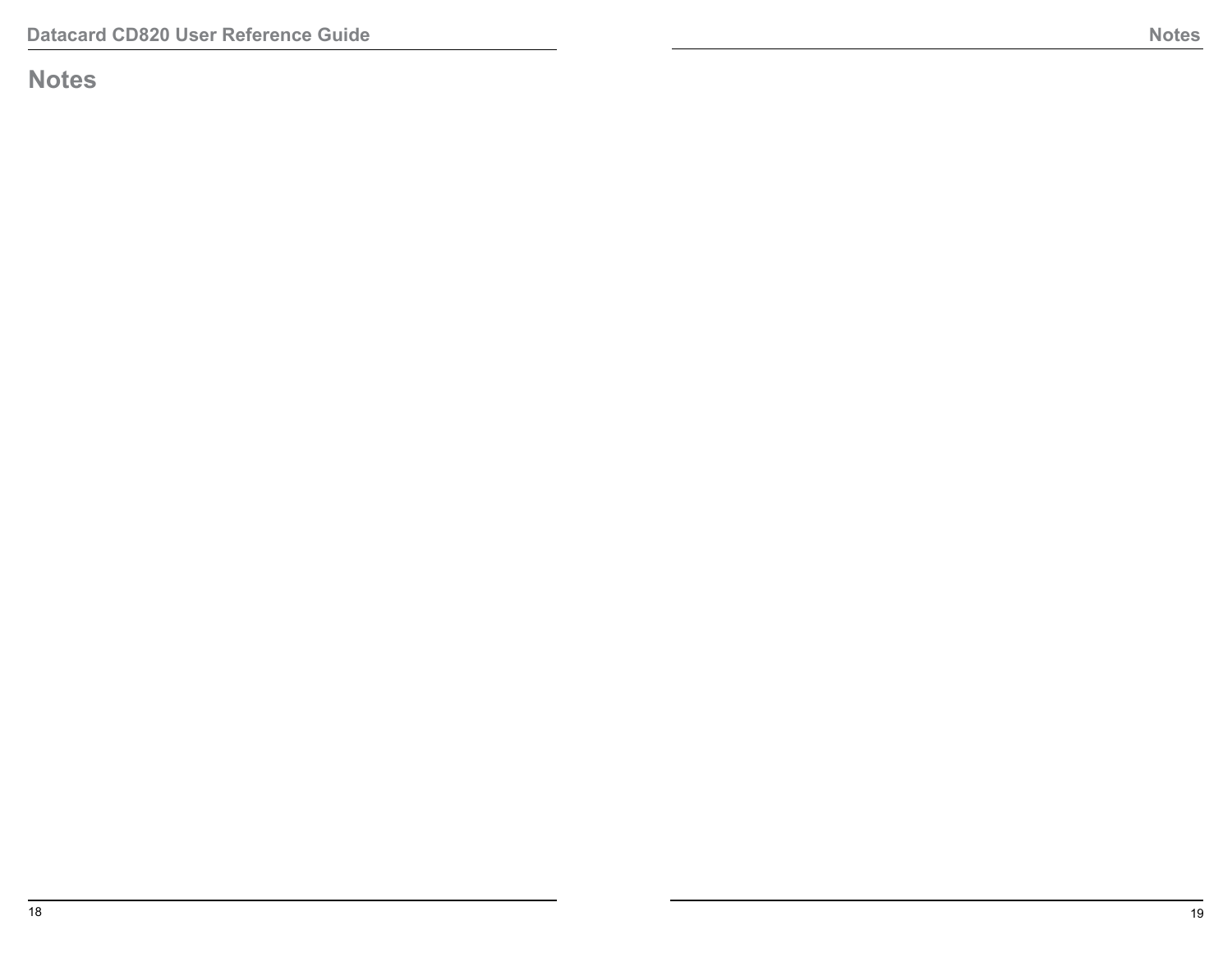# Notes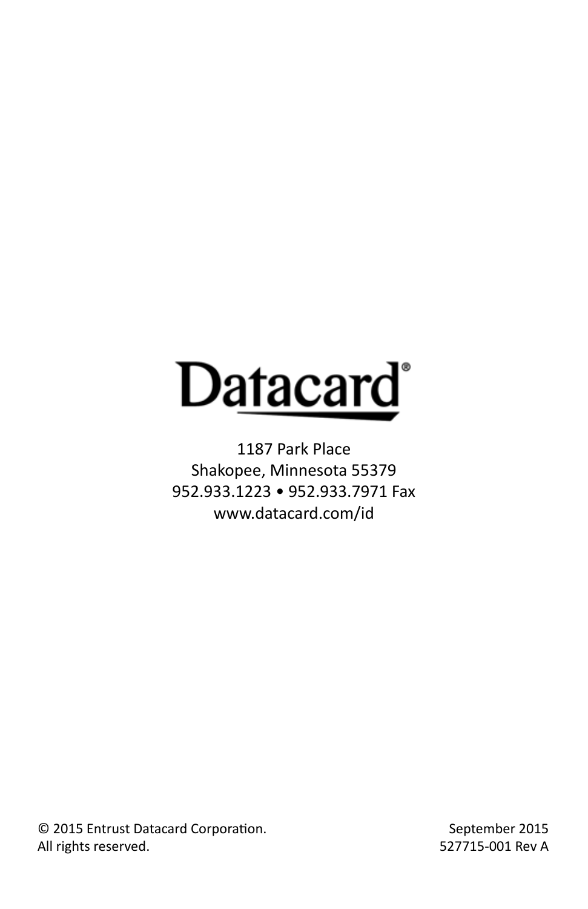Datacard®

1187 Park Place
Shakopee, Minnesota 55379
952.933.1223 • 952.933.7971 Fax
www.datacard.com/id

© 2015 Entrust Datacard Corporation.
All rights reserved.

September 2015
527715-001 Rev A